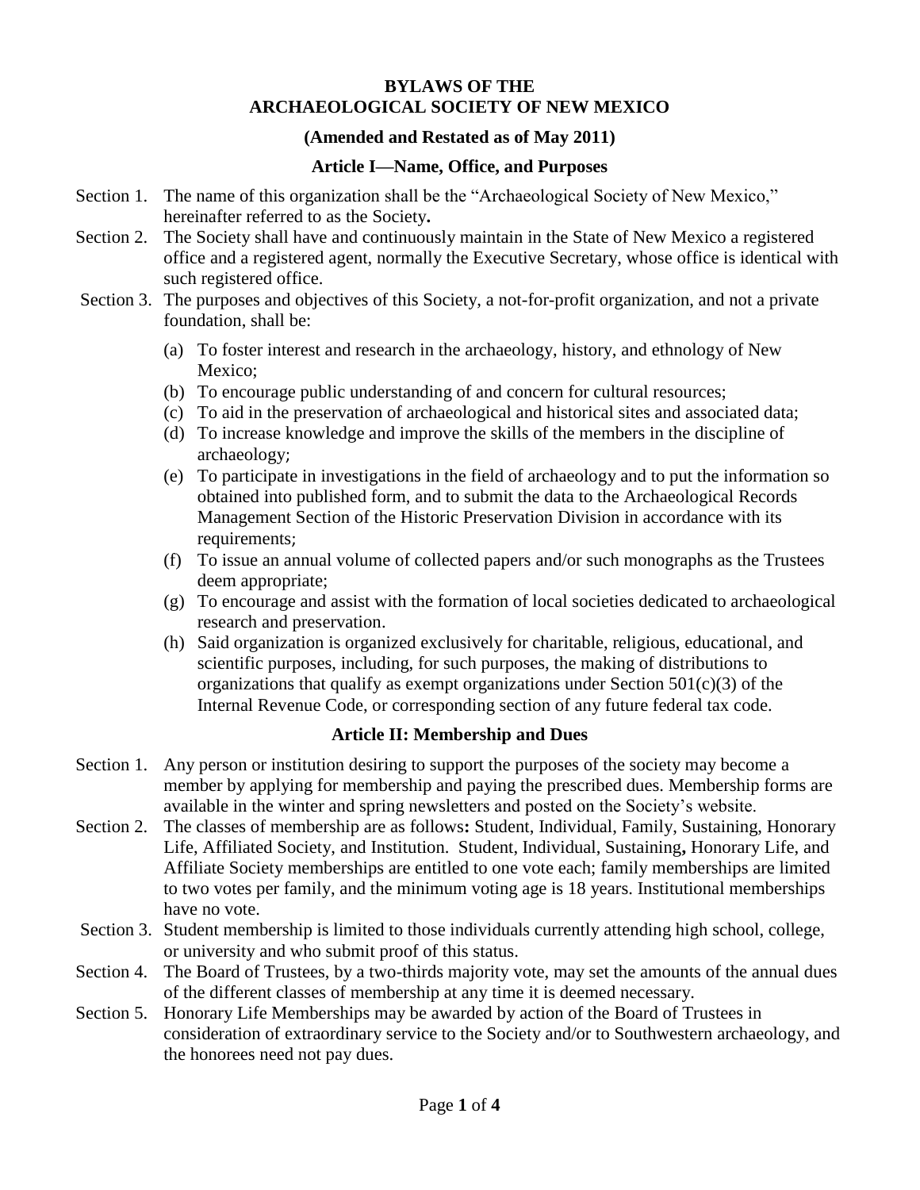# BYLAWS OF THE ARCHAEOLOGICAL SOCIETY OF NEW MEXICO

**(Amended and Restated as of May 2011)**

## Article I—Name, Office, and Purposes

Section 1. The name of this organization shall be the "Archaeological Society of New Mexico," hereinafter referred to as the Society**.**

Section 2. The Society shall have and continuously maintain in the State of New Mexico a registered office and a registered agent, normally the Executive Secretary, whose office is identical with such registered office.

Section 3. The purposes and objectives of this Society, a not-for-profit organization, and not a private foundation, shall be:

- (a) To foster interest and research in the archaeology, history, and ethnology of New Mexico;
- (b) To encourage public understanding of and concern for cultural resources;
- (c) To aid in the preservation of archaeological and historical sites and associated data;
- (d) To increase knowledge and improve the skills of the members in the discipline of archaeology;
- (e) To participate in investigations in the field of archaeology and to put the information so obtained into published form, and to submit the data to the Archaeological Records Management Section of the Historic Preservation Division in accordance with its requirements;
- (f) To issue an annual volume of collected papers and/or such monographs as the Trustees deem appropriate;
- (g) To encourage and assist with the formation of local societies dedicated to archaeological research and preservation.
- (h) Said organization is organized exclusively for charitable, religious, educational, and scientific purposes, including, for such purposes, the making of distributions to organizations that qualify as exempt organizations under Section 501(c)(3) of the Internal Revenue Code, or corresponding section of any future federal tax code.

## Article II: Membership and Dues

Section 1. Any person or institution desiring to support the purposes of the society may become a member by applying for membership and paying the prescribed dues. Membership forms are available in the winter and spring newsletters and posted on the Society's website.

Section 2. The classes of membership are as follows**:** Student, Individual, Family, Sustaining, Honorary Life, Affiliated Society, and Institution. Student, Individual, Sustaining**,** Honorary Life, and Affiliate Society memberships are entitled to one vote each; family memberships are limited to two votes per family, and the minimum voting age is 18 years. Institutional memberships have no vote.

Section 3. Student membership is limited to those individuals currently attending high school, college, or university and who submit proof of this status.

Section 4. The Board of Trustees, by a two-thirds majority vote, may set the amounts of the annual dues of the different classes of membership at any time it is deemed necessary.

Section 5. Honorary Life Memberships may be awarded by action of the Board of Trustees in consideration of extraordinary service to the Society and/or to Southwestern archaeology, and the honorees need not pay dues.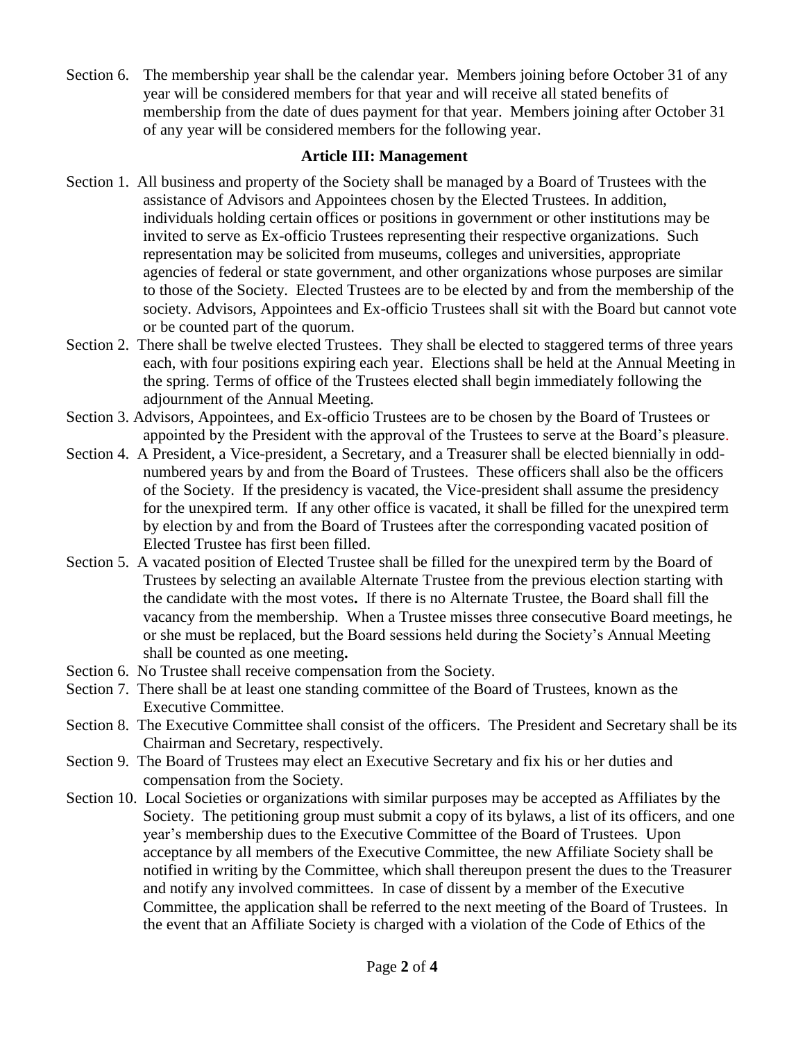Section 6. The membership year shall be the calendar year. Members joining before October 31 of any year will be considered members for that year and will receive all stated benefits of membership from the date of dues payment for that year. Members joining after October 31 of any year will be considered members for the following year.

## Article III: Management

Section 1. All business and property of the Society shall be managed by a Board of Trustees with the assistance of Advisors and Appointees chosen by the Elected Trustees. In addition, individuals holding certain offices or positions in government or other institutions may be invited to serve as Ex-officio Trustees representing their respective organizations. Such representation may be solicited from museums, colleges and universities, appropriate agencies of federal or state government, and other organizations whose purposes are similar to those of the Society. Elected Trustees are to be elected by and from the membership of the society. Advisors, Appointees and Ex-officio Trustees shall sit with the Board but cannot vote or be counted part of the quorum.

Section 2. There shall be twelve elected Trustees. They shall be elected to staggered terms of three years each, with four positions expiring each year. Elections shall be held at the Annual Meeting in the spring. Terms of office of the Trustees elected shall begin immediately following the adjournment of the Annual Meeting.

Section 3. Advisors, Appointees, and Ex-officio Trustees are to be chosen by the Board of Trustees or appointed by the President with the approval of the Trustees to serve at the Board's pleasure.

Section 4. A President, a Vice-president, a Secretary, and a Treasurer shall be elected biennially in odd-numbered years by and from the Board of Trustees. These officers shall also be the officers of the Society. If the presidency is vacated, the Vice-president shall assume the presidency for the unexpired term. If any other office is vacated, it shall be filled for the unexpired term by election by and from the Board of Trustees after the corresponding vacated position of Elected Trustee has first been filled.

Section 5. A vacated position of Elected Trustee shall be filled for the unexpired term by the Board of Trustees by selecting an available Alternate Trustee from the previous election starting with the candidate with the most votes. If there is no Alternate Trustee, the Board shall fill the vacancy from the membership. When a Trustee misses three consecutive Board meetings, he or she must be replaced, but the Board sessions held during the Society's Annual Meeting shall be counted as one meeting.

Section 6. No Trustee shall receive compensation from the Society.

Section 7. There shall be at least one standing committee of the Board of Trustees, known as the Executive Committee.

Section 8. The Executive Committee shall consist of the officers. The President and Secretary shall be its Chairman and Secretary, respectively.

Section 9. The Board of Trustees may elect an Executive Secretary and fix his or her duties and compensation from the Society.

Section 10. Local Societies or organizations with similar purposes may be accepted as Affiliates by the Society. The petitioning group must submit a copy of its bylaws, a list of its officers, and one year's membership dues to the Executive Committee of the Board of Trustees. Upon acceptance by all members of the Executive Committee, the new Affiliate Society shall be notified in writing by the Committee, which shall thereupon present the dues to the Treasurer and notify any involved committees. In case of dissent by a member of the Executive Committee, the application shall be referred to the next meeting of the Board of Trustees. In the event that an Affiliate Society is charged with a violation of the Code of Ethics of the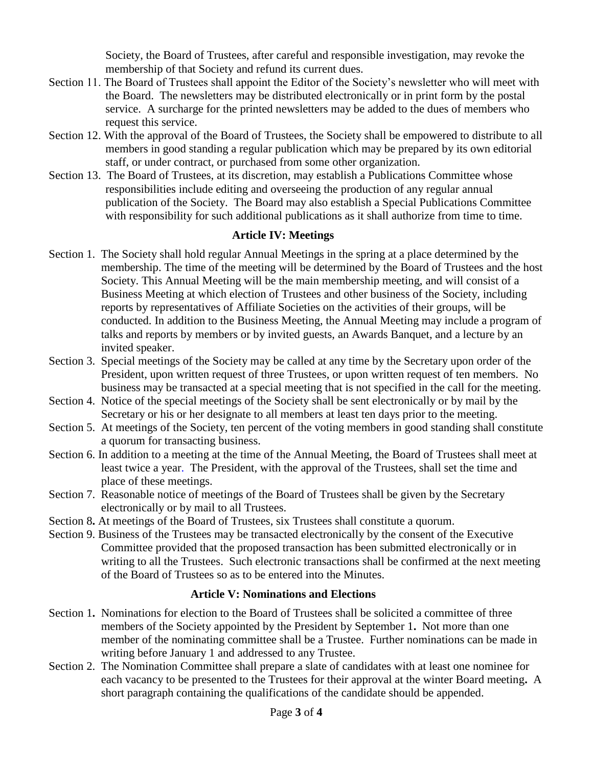Society, the Board of Trustees, after careful and responsible investigation, may revoke the membership of that Society and refund its current dues.

Section 11. The Board of Trustees shall appoint the Editor of the Society's newsletter who will meet with the Board. The newsletters may be distributed electronically or in print form by the postal service. A surcharge for the printed newsletters may be added to the dues of members who request this service.

Section 12. With the approval of the Board of Trustees, the Society shall be empowered to distribute to all members in good standing a regular publication which may be prepared by its own editorial staff, or under contract, or purchased from some other organization.

Section 13. The Board of Trustees, at its discretion, may establish a Publications Committee whose responsibilities include editing and overseeing the production of any regular annual publication of the Society. The Board may also establish a Special Publications Committee with responsibility for such additional publications as it shall authorize from time to time.

## Article IV: Meetings

Section 1. The Society shall hold regular Annual Meetings in the spring at a place determined by the membership. The time of the meeting will be determined by the Board of Trustees and the host Society. This Annual Meeting will be the main membership meeting, and will consist of a Business Meeting at which election of Trustees and other business of the Society, including reports by representatives of Affiliate Societies on the activities of their groups, will be conducted. In addition to the Business Meeting, the Annual Meeting may include a program of talks and reports by members or by invited guests, an Awards Banquet, and a lecture by an invited speaker.

Section 3. Special meetings of the Society may be called at any time by the Secretary upon order of the President, upon written request of three Trustees, or upon written request of ten members. No business may be transacted at a special meeting that is not specified in the call for the meeting.

Section 4. Notice of the special meetings of the Society shall be sent electronically or by mail by the Secretary or his or her designate to all members at least ten days prior to the meeting.

Section 5. At meetings of the Society, ten percent of the voting members in good standing shall constitute a quorum for transacting business.

Section 6. In addition to a meeting at the time of the Annual Meeting, the Board of Trustees shall meet at least twice a year. The President, with the approval of the Trustees, shall set the time and place of these meetings.

Section 7. Reasonable notice of meetings of the Board of Trustees shall be given by the Secretary electronically or by mail to all Trustees.

Section 8**.** At meetings of the Board of Trustees, six Trustees shall constitute a quorum.

Section 9. Business of the Trustees may be transacted electronically by the consent of the Executive Committee provided that the proposed transaction has been submitted electronically or in writing to all the Trustees. Such electronic transactions shall be confirmed at the next meeting of the Board of Trustees so as to be entered into the Minutes.

## Article V: Nominations and Elections

Section 1**.** Nominations for election to the Board of Trustees shall be solicited a committee of three members of the Society appointed by the President by September 1**.** Not more than one member of the nominating committee shall be a Trustee. Further nominations can be made in writing before January 1 and addressed to any Trustee.

Section 2. The Nomination Committee shall prepare a slate of candidates with at least one nominee for each vacancy to be presented to the Trustees for their approval at the winter Board meeting**.** A short paragraph containing the qualifications of the candidate should be appended.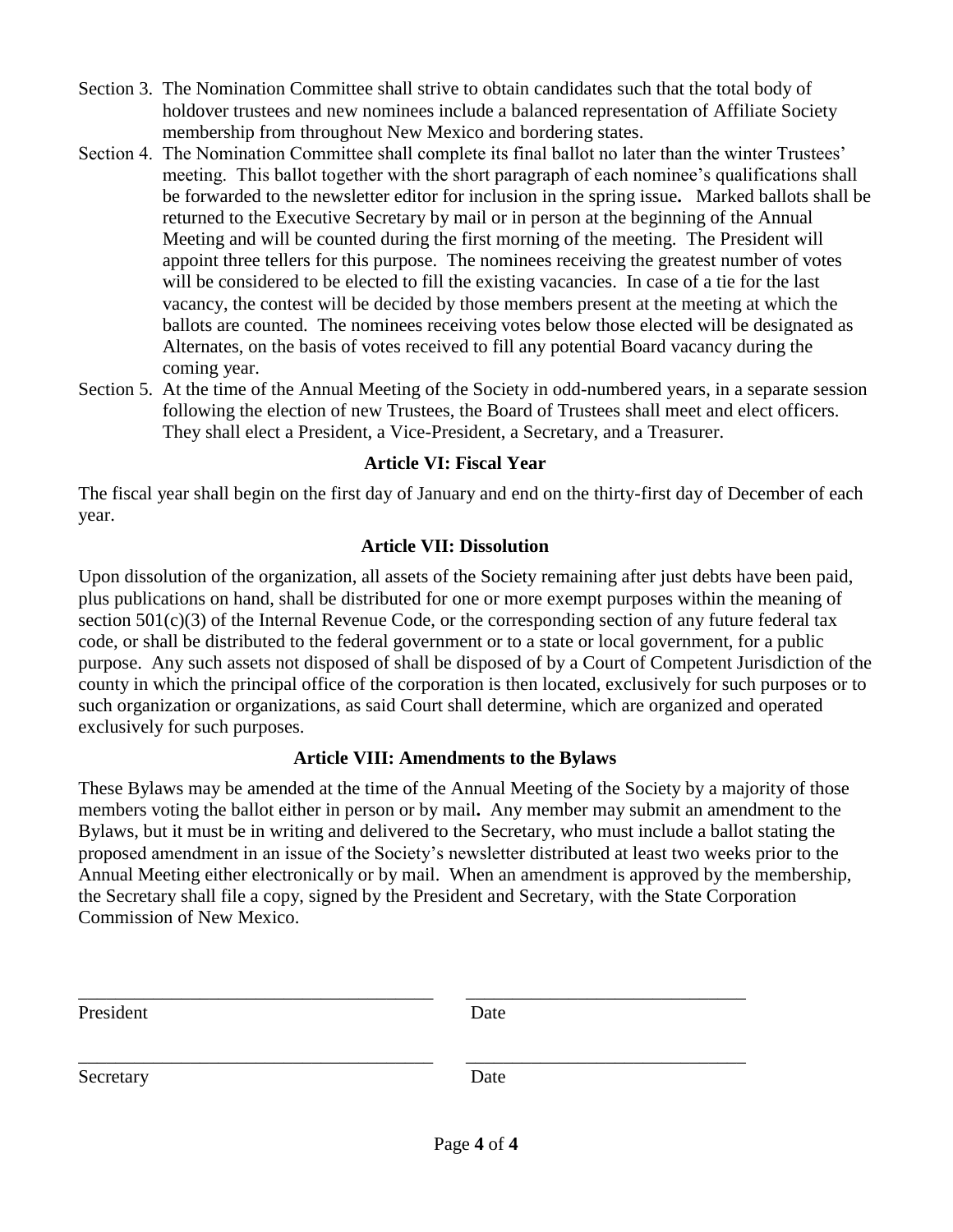Section 3. The Nomination Committee shall strive to obtain candidates such that the total body of holdover trustees and new nominees include a balanced representation of Affiliate Society membership from throughout New Mexico and bordering states.

Section 4. The Nomination Committee shall complete its final ballot no later than the winter Trustees' meeting. This ballot together with the short paragraph of each nominee's qualifications shall be forwarded to the newsletter editor for inclusion in the spring issue**.** Marked ballots shall be returned to the Executive Secretary by mail or in person at the beginning of the Annual Meeting and will be counted during the first morning of the meeting. The President will appoint three tellers for this purpose. The nominees receiving the greatest number of votes will be considered to be elected to fill the existing vacancies. In case of a tie for the last vacancy, the contest will be decided by those members present at the meeting at which the ballots are counted. The nominees receiving votes below those elected will be designated as Alternates, on the basis of votes received to fill any potential Board vacancy during the coming year.

Section 5. At the time of the Annual Meeting of the Society in odd-numbered years, in a separate session following the election of new Trustees, the Board of Trustees shall meet and elect officers. They shall elect a President, a Vice-President, a Secretary, and a Treasurer.

## Article VI: Fiscal Year

The fiscal year shall begin on the first day of January and end on the thirty-first day of December of each year.

## Article VII: Dissolution

Upon dissolution of the organization, all assets of the Society remaining after just debts have been paid, plus publications on hand, shall be distributed for one or more exempt purposes within the meaning of section 501(c)(3) of the Internal Revenue Code, or the corresponding section of any future federal tax code, or shall be distributed to the federal government or to a state or local government, for a public purpose. Any such assets not disposed of shall be disposed of by a Court of Competent Jurisdiction of the county in which the principal office of the corporation is then located, exclusively for such purposes or to such organization or organizations, as said Court shall determine, which are organized and operated exclusively for such purposes.

## Article VIII: Amendments to the Bylaws

These Bylaws may be amended at the time of the Annual Meeting of the Society by a majority of those members voting the ballot either in person or by mail**.** Any member may submit an amendment to the Bylaws, but it must be in writing and delivered to the Secretary, who must include a ballot stating the proposed amendment in an issue of the Society's newsletter distributed at least two weeks prior to the Annual Meeting either electronically or by mail. When an amendment is approved by the membership, the Secretary shall file a copy, signed by the President and Secretary, with the State Corporation Commission of New Mexico.

______________________________________ ______________________________

President Date

______________________________________ ______________________________

Secretary Date